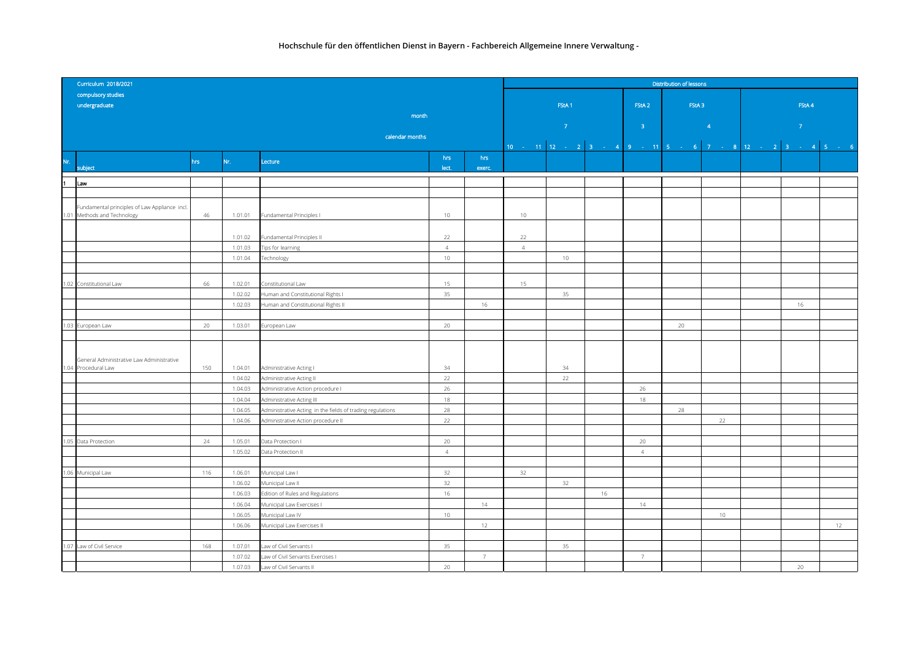**Hochschule für den öffentlichen Dienst in Bayern - Fachbereich Allgemeine Innere Verwaltung -**

| Curriculum 2018/2021 compulsory studies undergraduate | | | | | | | Distribution of lessons | | | | | | | | | |
|---|---|---|---|---|---|---|---|---|---|---|---|---|---|---|---|---|
| | | | | | | | FStA 1 | | | FStA 2 | FStA 3 | | FStA 4 | | | |
| | | | | month | | | 7 | | | 3 | 4 | | 7 | | | |
| | | | | calendar months | | | 10 - 11 | 12 - 2 | 3 - 4 | 9 - 11 | 5 - 6 | 7 - 8 | 12 - 2 | 3 - 4 | 5 - 6 | |
| Nr. | subject | hrs | Nr. | Lecture | hrs lect. | hrs exerc. | | | | | | | | | | |
| 1 | Law | | | | | | | | | | | | | | | |
| 1.01 | Fundamental principles of Law Appliance incl. Methods and Technology | 46 | 1.01.01 | Fundamental Principles I | 10 | | 10 | | | | | | | | | |
| | | | 1.01.02 | Fundamental Principles II | 22 | | 22 | | | | | | | | | |
| | | | 1.01.03 | Tips for learning | 4 | | 4 | | | | | | | | | |
| | | | 1.01.04 | Technology | 10 | | | 10 | | | | | | | | |
| 1.02 | Constitutional Law | 66 | 1.02.01 | Constitutional Law | 15 | | 15 | | | | | | | | | |
| | | | 1.02.02 | Human and Constitutional Rights I | 35 | | | 35 | | | | | | | | |
| | | | 1.02.03 | Human and Constitutional Rights II | | 16 | | | | | | | | 16 | | |
| 1.03 | European Law | 20 | 1.03.01 | European Law | 20 | | | | | | 20 | | | | | |
| 1.04 | General Administrative Law Administrative Procedural Law | 150 | 1.04.01 | Administrative Acting I | 34 | | | 34 | | | | | | | | |
| | | | 1.04.02 | Administrative Acting II | 22 | | | 22 | | | | | | | | |
| | | | 1.04.03 | Administrative Action procedure I | 26 | | | | | 26 | | | | | | |
| | | | 1.04.04 | Administrative Acting III | 18 | | | | | 18 | | | | | | |
| | | | 1.04.05 | Administrative Acting in the fields of trading regulations | 28 | | | | | | 28 | | | | | |
| | | | 1.04.06 | Administrative Action procedure II | 22 | | | | | | | 22 | | | | |
| 1.05 | Data Protection | 24 | 1.05.01 | Data Protection I | 20 | | | | | 20 | | | | | | |
| | | | 1.05.02 | Data Protection II | 4 | | | | | 4 | | | | | | |
| 1.06 | Municipal Law | 116 | 1.06.01 | Municipal Law I | 32 | | 32 | | | | | | | | | |
| | | | 1.06.02 | Municipal Law II | 32 | | | 32 | | | | | | | | |
| | | | 1.06.03 | Edition of Rules and Regulations | 16 | | | | 16 | | | | | | | |
| | | | 1.06.04 | Municipal Law Exercises I | | 14 | | | | 14 | | | | | | |
| | | | 1.06.05 | Municipal Law IV | 10 | | | | | | | 10 | | | | |
| | | | 1.06.06 | Municipal Law Exercises II | | 12 | | | | | | | | | 12 | |
| 1.07 | Law of Civil Service | 168 | 1.07.01 | Law of Civil Servants I | 35 | | | 35 | | | | | | | | |
| | | | 1.07.02 | Law of Civil Servants Exercises I | | 7 | | | | 7 | | | | | | |
| | | | 1.07.03 | Law of Civil Servants II | 20 | | | | | | | | | 20 | | |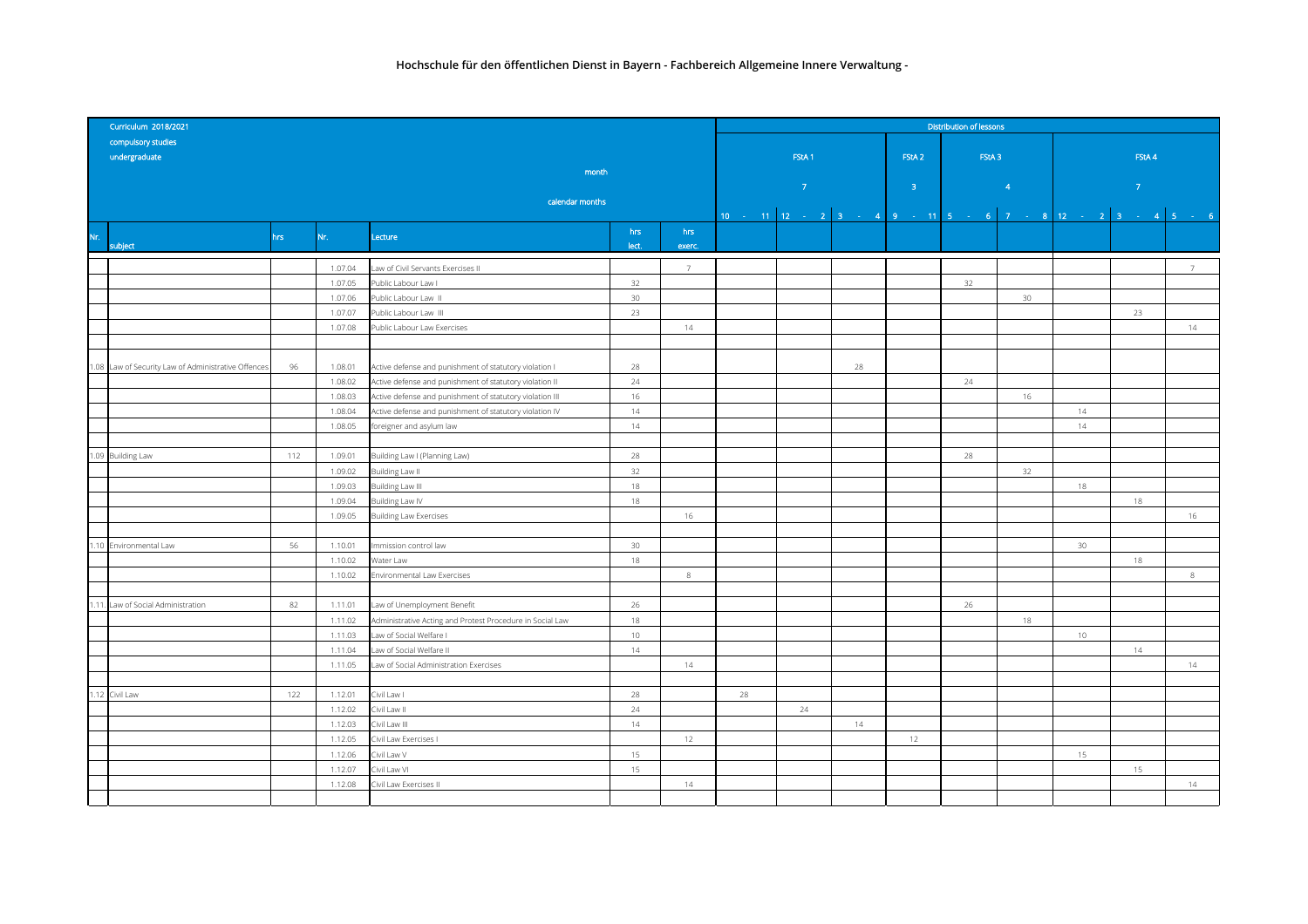**Hochschule für den öffentlichen Dienst in Bayern - Fachbereich Allgemeine Innere Verwaltung -**

| Curriculum 2018/2021 | | | | | | | Distribution of lessons | | | | | | | | |
|---|---|---|---|---|---|---|---|---|---|---|---|---|---|---|---|
| compulsory studies | | | | | | | | | | | | | | | |
| undergraduate | | | | | | | FStA 1 | | | FStA 2 | FStA 3 | | FStA 4 | | |
| | | | | month | | | 7 | | | 3 | 4 | | 7 | | |
| | | | | calendar months | | | 10 - 11 | 12 - 2 | 3 - 4 | 9 - 11 | 5 - 6 | 7 - 8 | 12 - 2 | 3 - 4 | 5 - 6 |
| Nr. subject | hrs | Nr. | Lecture | | hrs lect. | hrs exerc. | | | | | | | | | |
| | | 1.07.04 | Law of Civil Servants Exercises II | | | 7 | | | | | | | | | 7 |
| | | 1.07.05 | Public Labour Law I | | 32 | | | | | | 32 | | | | |
| | | 1.07.06 | Public Labour Law II | | 30 | | | | | | | 30 | | | |
| | | 1.07.07 | Public Labour Law III | | 23 | | | | | | | | | 23 | |
| | | 1.07.08 | Public Labour Law Exercises | | | 14 | | | | | | | | | 14 |
| | | | | | | | | | | | | | | | |
| 1.08 Law of Security Law of Administrative Offences | 96 | 1.08.01 | Active defense and punishment of statutory violation I | | 28 | | | | 28 | | | | | | |
| | | 1.08.02 | Active defense and punishment of statutory violation II | | 24 | | | | | | 24 | | | | |
| | | 1.08.03 | Active defense and punishment of statutory violation III | | 16 | | | | | | | 16 | | | |
| | | 1.08.04 | Active defense and punishment of statutory violation IV | | 14 | | | | | | | | 14 | | |
| | | 1.08.05 | foreigner and asylum law | | 14 | | | | | | | | 14 | | |
| | | | | | | | | | | | | | | | |
| 1.09 Building Law | 112 | 1.09.01 | Building Law I (Planning Law) | | 28 | | | | | | 28 | | | | |
| | | 1.09.02 | Building Law II | | 32 | | | | | | | 32 | | | |
| | | 1.09.03 | Building Law III | | 18 | | | | | | | | 18 | | |
| | | 1.09.04 | Building Law IV | | 18 | | | | | | | | | 18 | |
| | | 1.09.05 | Building Law Exercises | | | 16 | | | | | | | | | 16 |
| | | | | | | | | | | | | | | | |
| 1.10 Environmental Law | 56 | 1.10.01 | Immission control law | | 30 | | | | | | | | 30 | | |
| | | 1.10.02 | Water Law | | 18 | | | | | | | | | 18 | |
| | | 1.10.02 | Environmental Law Exercises | | | 8 | | | | | | | | | 8 |
| | | | | | | | | | | | | | | | |
| 1.11. Law of Social Administration | 82 | 1.11.01 | Law of Unemployment Benefit | | 26 | | | | | | 26 | | | | |
| | | 1.11.02 | Administrative Acting and Protest Procedure in Social Law | | 18 | | | | | | | 18 | | | |
| | | 1.11.03 | Law of Social Welfare I | | 10 | | | | | | | | 10 | | |
| | | 1.11.04 | Law of Social Welfare II | | 14 | | | | | | | | | 14 | |
| | | 1.11.05 | Law of Social Administration Exercises | | | 14 | | | | | | | | | 14 |
| | | | | | | | | | | | | | | | |
| 1.12 Civil Law | 122 | 1.12.01 | Civil Law I | | 28 | | 28 | | | | | | | | |
| | | 1.12.02 | Civil Law II | | 24 | | | 24 | | | | | | | |
| | | 1.12.03 | Civil Law III | | 14 | | | | 14 | | | | | | |
| | | 1.12.05 | Civil Law Exercises I | | | 12 | | | | 12 | | | | | |
| | | 1.12.06 | Civil Law V | | 15 | | | | | | | | 15 | | |
| | | 1.12.07 | Civil Law VI | | 15 | | | | | | | | | 15 | |
| | | 1.12.08 | Civil Law Exercises II | | | 14 | | | | | | | | | 14 |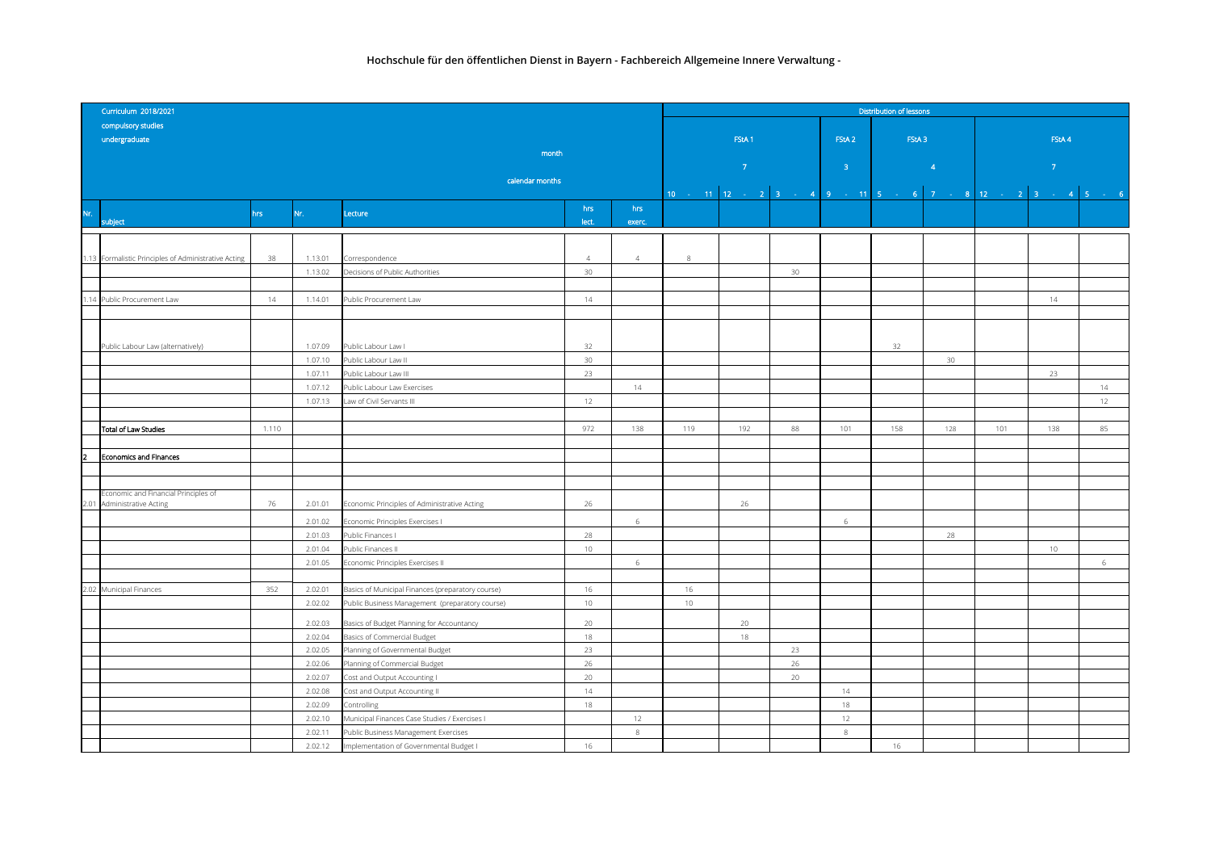**Hochschule für den öffentlichen Dienst in Bayern - Fachbereich Allgemeine Innere Verwaltung -**

| Curriculum 2018/2021<br>compulsory studies<br>undergraduate | | | | | | | Distribution of lessons | | | | | | | | |
|---|---|---|---|---|---|---|---|---|---|---|---|---|---|---|---|
| | | | | month | | | FStA 1 | | | FStA 2 | FStA 3 | | FStA 4 | | |
| | | | | | | | 7 | | | 3 | 4 | | 7 | | |
| | | | | calendar months | | | 10 - 11 | 12 - 2 | 3 - 4 | 9 - 11 | 5 - 6 | 7 - 8 | 12 - 2 | 3 - 4 | 5 - 6 |
| Nr. | subject | hrs | Nr. | Lecture | hrs lect. | hrs exerc. | | | | | | | | | |
| 1.13 | Formalistic Principles of Administrative Acting | 38 | 1.13.01 | Correspondence | 4 | 4 | 8 | | | | | | | | |
| | | | 1.13.02 | Decisions of Public Authorities | 30 | | | | 30 | | | | | | |
| 1.14 | Public Procurement Law | 14 | 1.14.01 | Public Procurement Law | 14 | | | | | | | | | 14 | |
| | Public Labour Law (alternatively) | | 1.07.09 | Public Labour Law I | 32 | | | | | | 32 | | | | |
| | | | 1.07.10 | Public Labour Law II | 30 | | | | | | | 30 | | | |
| | | | 1.07.11 | Public Labour Law III | 23 | | | | | | | | | 23 | |
| | | | 1.07.12 | Public Labour Law Exercises | | 14 | | | | | | | | | 14 |
| | | | 1.07.13 | Law of Civil Servants III | 12 | | | | | | | | | | 12 |
| | Total of Law Studies | 1.110 | | | 972 | 138 | 119 | 192 | 88 | 101 | 158 | 128 | 101 | 138 | 85 |
| 2 | Economics and Finances | | | | | | | | | | | | | | |
| 2.01 | Economic and Financial Principles of Administrative Acting | 76 | 2.01.01 | Economic Principles of Administrative Acting | 26 | | | 26 | | | | | | | |
| | | | 2.01.02 | Economic Principles Exercises I | | 6 | | | | 6 | | | | | |
| | | | 2.01.03 | Public Finances I | 28 | | | | | | | 28 | | | |
| | | | 2.01.04 | Public Finances II | 10 | | | | | | | | | 10 | |
| | | | 2.01.05 | Economic Principles Exercises II | | 6 | | | | | | | | | 6 |
| 2.02 | Municipal Finances | 352 | 2.02.01 | Basics of Municipal Finances (preparatory course) | 16 | | 16 | | | | | | | | |
| | | | 2.02.02 | Public Business Management (preparatory course) | 10 | | 10 | | | | | | | | |
| | | | 2.02.03 | Basics of Budget Planning for Accountancy | 20 | | | 20 | | | | | | | |
| | | | 2.02.04 | Basics of Commercial Budget | 18 | | | 18 | | | | | | | |
| | | | 2.02.05 | Planning of Governmental Budget | 23 | | | | 23 | | | | | | |
| | | | 2.02.06 | Planning of Commercial Budget | 26 | | | | 26 | | | | | | |
| | | | 2.02.07 | Cost and Output Accounting I | 20 | | | | 20 | | | | | | |
| | | | 2.02.08 | Cost and Output Accounting II | 14 | | | | | 14 | | | | | |
| | | | 2.02.09 | Controlling | 18 | | | | | 18 | | | | | |
| | | | 2.02.10 | Municipal Finances Case Studies / Exercises I | | 12 | | | | 12 | | | | | |
| | | | 2.02.11 | Public Business Management Exercises | | 8 | | | | 8 | | | | | |
| | | | 2.02.12 | Implementation of Governmental Budget I | 16 | | | | | | 16 | | | | |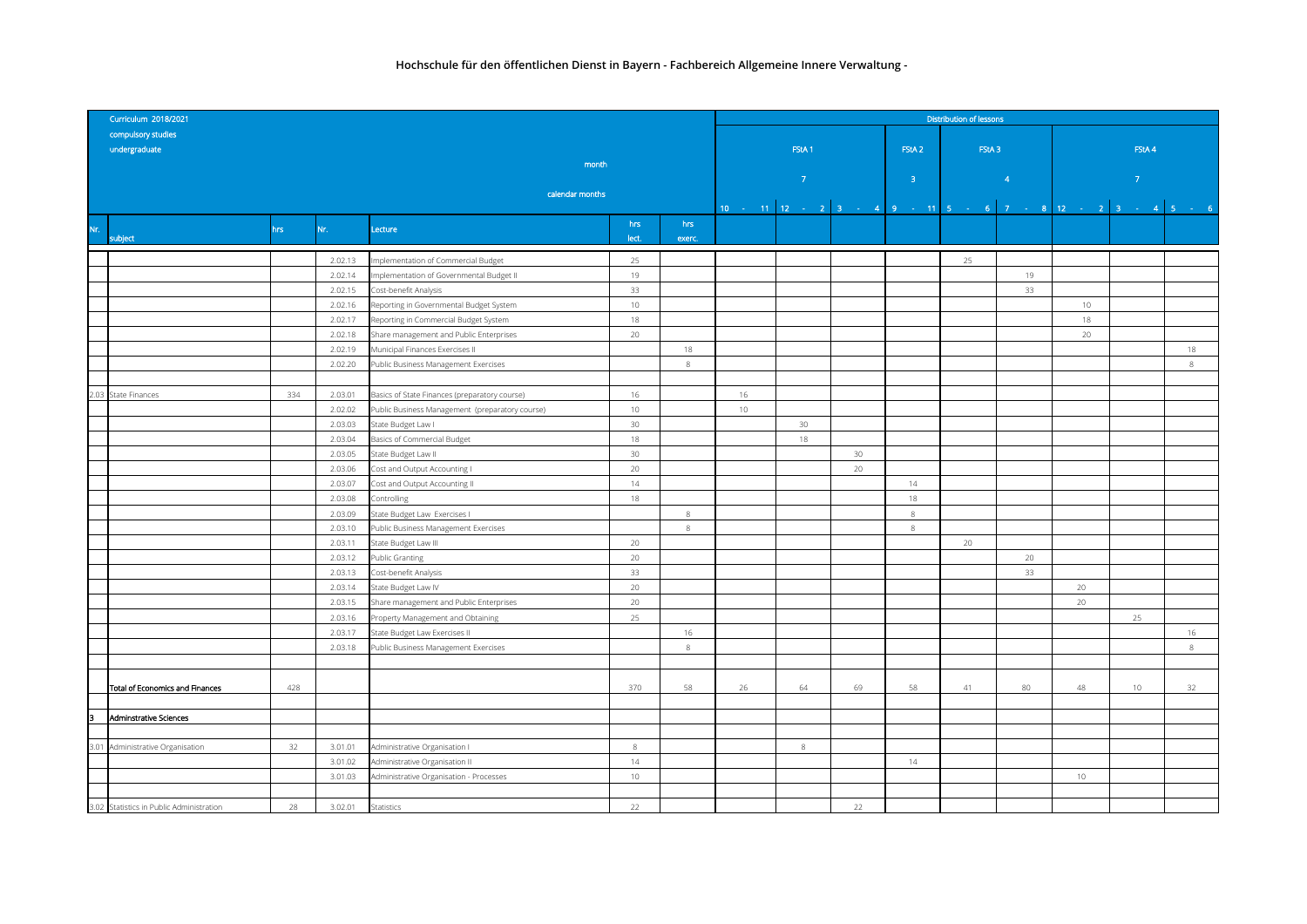## Hochschule für den öffentlichen Dienst in Bayern - Fachbereich Allgemeine Innere Verwaltung -

| Curriculum 2018/2021 | | | | | | | Distribution of lessons | | | | | | | | |
|---|---|---|---|---|---|---|---|---|---|---|---|---|---|---|---|
| compulsory studies undergraduate | | | | | | | FStA 1 | | | FStA 2 | FStA 3 | | FStA 4 | | |
| | | | | month | | | 7 | | | 3 | 4 | | 7 | | |
| | | | | calendar months | | | 10 - 11 | 12 - 2 | 3 - 4 | 9 - 11 | 5 - 6 | 7 - 8 | 12 - 2 | 3 - 4 | 5 - 6 |
| Nr. | subject | hrs | Nr. | Lecture | hrs lect. | hrs exerc. | | | | | | | | | |
| | | | 2.02.13 | Implementation of Commercial Budget | 25 | | | | | | 25 | | | | |
| | | | 2.02.14 | Implementation of Governmental Budget II | 19 | | | | | | | 19 | | | |
| | | | 2.02.15 | Cost-benefit Analysis | 33 | | | | | | | 33 | | | |
| | | | 2.02.16 | Reporting in Governmental Budget System | 10 | | | | | | | | 10 | | |
| | | | 2.02.17 | Reporting in Commercial Budget System | 18 | | | | | | | | 18 | | |
| | | | 2.02.18 | Share management and Public Enterprises | 20 | | | | | | | | 20 | | |
| | | | 2.02.19 | Municipal Finances Exercises II | | 18 | | | | | | | | | 18 |
| | | | 2.02.20 | Public Business Management Exercises | | 8 | | | | | | | | | 8 |
| 2.03 | State Finances | 334 | 2.03.01 | Basics of State Finances (preparatory course) | 16 | | 16 | | | | | | | | |
| | | | 2.02.02 | Public Business Management (preparatory course) | 10 | | 10 | | | | | | | | |
| | | | 2.03.03 | State Budget Law I | 30 | | | 30 | | | | | | | |
| | | | 2.03.04 | Basics of Commercial Budget | 18 | | | 18 | | | | | | | |
| | | | 2.03.05 | State Budget Law II | 30 | | | | 30 | | | | | | |
| | | | 2.03.06 | Cost and Output Accounting I | 20 | | | | 20 | | | | | | |
| | | | 2.03.07 | Cost and Output Accounting II | 14 | | | | | 14 | | | | | |
| | | | 2.03.08 | Controlling | 18 | | | | | 18 | | | | | |
| | | | 2.03.09 | State Budget Law Exercises I | | 8 | | | | 8 | | | | | |
| | | | 2.03.10 | Public Business Management Exercises | | 8 | | | | 8 | | | | | |
| | | | 2.03.11 | State Budget Law III | 20 | | | | | | 20 | | | | |
| | | | 2.03.12 | Public Granting | 20 | | | | | | | 20 | | | |
| | | | 2.03.13 | Cost-benefit Analysis | 33 | | | | | | | 33 | | | |
| | | | 2.03.14 | State Budget Law IV | 20 | | | | | | | | 20 | | |
| | | | 2.03.15 | Share management and Public Enterprises | 20 | | | | | | | | 20 | | |
| | | | 2.03.16 | Property Management and Obtaining | 25 | | | | | | | | | 25 | |
| | | | 2.03.17 | State Budget Law Exercises II | | 16 | | | | | | | | | 16 |
| | | | 2.03.18 | Public Business Management Exercises | | 8 | | | | | | | | | 8 |
| | Total of Economics and Finances | 428 | | | 370 | 58 | 26 | 64 | 69 | 58 | 41 | 80 | 48 | 10 | 32 |
| 3 | Adminstrative Sciences | | | | | | | | | | | | | | |
| 3.01 | Administrative Organisation | 32 | 3.01.01 | Administrative Organisation I | 8 | | | 8 | | | | | | | |
| | | | 3.01.02 | Administrative Organisation II | 14 | | | | | 14 | | | | | |
| | | | 3.01.03 | Administrative Organisation - Processes | 10 | | | | | | | | 10 | | |
| 3.02 | Statistics in Public Administration | 28 | 3.02.01 | Statistics | 22 | | | | 22 | | | | | | |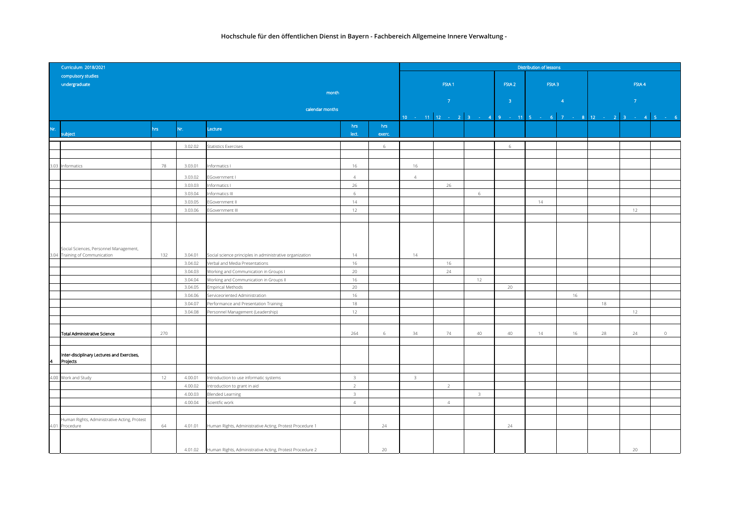**Hochschule für den öffentlichen Dienst in Bayern - Fachbereich Allgemeine Innere Verwaltung -**

| Curriculum 2018/2021 compulsory studies undergraduate | | | | | | | Distribution of lessons | | | | | | | | |
|---|---|---|---|---|---|---|---|---|---|---|---|---|---|---|---|
| | | | | month | | | FStA 1 | | | FStA 2 | FStA 3 | | FStA 4 | | |
| | | | | | | | 7 | | | 3 | 4 | | 7 | | |
| | | | | calendar months | | | 10 - 11 | 12 - 2 | 3 - 4 | 9 - 11 | 5 - 6 | 7 - 8 | 12 - 2 | 3 - 4 | 5 - 6 |
| Nr. | subject | hrs | Nr. | Lecture | hrs lect. | hrs exerc. | | | | | | | | | |
| | | | 3.02.02 | Statistics Exercises | | 6 | | | | 6 | | | | | |
| 3.03 | Informatics | 78 | 3.03.01 | Informatics I | 16 | | 16 | | | | | | | | |
| | | | 3.03.02 | EGovernment I | 4 | | 4 | | | | | | | | |
| | | | 3.03.03 | Informatics I | 26 | | | 26 | | | | | | | |
| | | | 3.03.04 | Informatics III | 6 | | | | 6 | | | | | | |
| | | | 3.03.05 | EGovernment II | 14 | | | | | | 14 | | | | |
| | | | 3.03.06 | EGovernment III | 12 | | | | | | | | | 12 | |
| 3.04 | Social Sciences, Personnel Management, Training of Communication | 132 | 3.04.01 | Social science principles in administrative organization | 14 | | 14 | | | | | | | | |
| | | | 3.04.02 | Verbal and Media Presentations | 16 | | | 16 | | | | | | | |
| | | | 3.04.03 | Working and Communication in Groups I | 20 | | | 24 | | | | | | | |
| | | | 3.04.04 | Working and Communication in Groups II | 16 | | | | 12 | | | | | | |
| | | | 3.04.05 | Empirical Methods | 20 | | | | | 20 | | | | | |
| | | | 3.04.06 | Serviceoriented Administration | 16 | | | | | | | 16 | | | |
| | | | 3.04.07 | Performance and Presentation Training | 18 | | | | | | | | 18 | | |
| | | | 3.04.08 | Personnel Management (Leadership) | 12 | | | | | | | | | 12 | |
| | **Total Administrative Science** | 270 | | | 264 | 6 | 34 | 74 | 40 | 40 | 14 | 16 | 28 | 24 | 0 |
| 4 | **Inter-disciplinary Lectures and Exercises, Projects** | | | | | | | | | | | | | | |
| 4.00 | Work and Study | 12 | 4.00.01 | Introduction to use informatic systems | 3 | | 3 | | | | | | | | |
| | | | 4.00.02 | Introduction to grant in aid | 2 | | | 2 | | | | | | | |
| | | | 4.00.03 | Blended Learning | 3 | | | | 3 | | | | | | |
| | | | 4.00.04 | Scientfic work | 4 | | | 4 | | | | | | | |
| 4.01 | Human Rights, Administrative Acting, Protest Procedure | 64 | 4.01.01 | Human Rights, Administrative Acting, Protest Procedure 1 | | 24 | | | | 24 | | | | | |
| | | | 4.01.02 | Human Rights, Administrative Acting, Protest Procedure 2 | | 20 | | | | | | | | 20 | |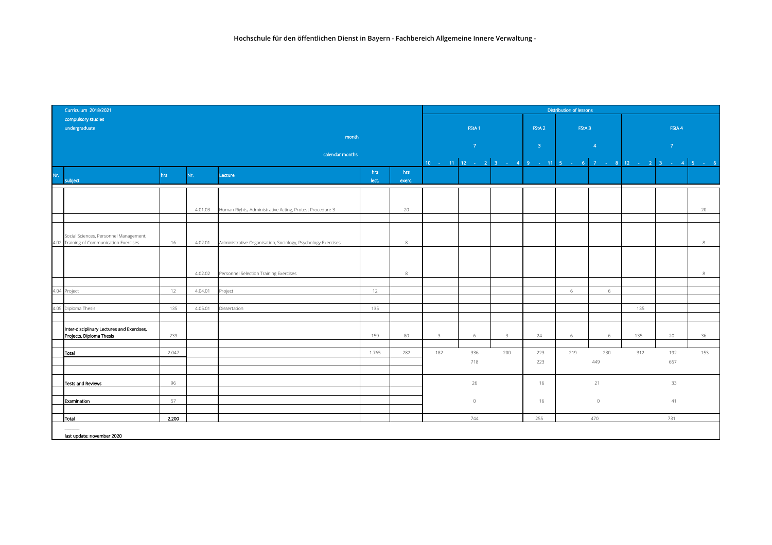Hochschule für den öffentlichen Dienst in Bayern - Fachbereich Allgemeine Innere Verwaltung -

| Curriculum 2018/2021 compulsory studies undergraduate | | | | | | Distribution of lessons | | | | | | | | |
|---|---|---|---|---|---|---|---|---|---|---|---|---|---|---|
| | | | | | | FStA 1 | | | FStA 2 | FStA 3 | | FStA 4 | | |
| month | | | | | | 7 | | | 3 | 4 | | 7 | | |
| calendar months | | | | | | 10 - 11 | 12 - 2 | 3 - 4 | 9 - 11 | 5 - 6 | 7 - 8 | 12 - 2 | 3 - 4 | 5 - 6 |
| Nr. subject | hrs | Nr. | Lecture | hrs lect. | hrs exerc. | | | | | | | | | |
| | | 4.01.03 | Human Rights, Administrative Acting, Protest Procedure 3 | | 20 | | | | | | | | | 20 |
| 4.02 Social Sciences, Personnel Management, Training of Communication Exercises | 16 | 4.02.01 | Administrative Organisation, Sociology, Psychology Exercises | | 8 | | | | | | | | | 8 |
| | | 4.02.02 | Personnel Selection Training Exercises | | 8 | | | | | | | | | 8 |
| 4.04 Project | 12 | 4.04.01 | Project | 12 | | | | | | 6 | 6 | | | |
| 4.05 Diploma Thesis | 135 | 4.05.01 | Dissertation | 135 | | | | | | | | 135 | | |
| Inter-disciplinary Lectures and Exercises, Projects, Diploma Thesis | 239 | | | 159 | 80 | 3 | 6 | 3 | 24 | 6 | 6 | 135 | 20 | 36 |
| Total | 2.047 | | | 1.765 | 282 | 182 | 336 | 200 | 223 | 219 | 230 | 312 | 192 | 153 |
| | | | | | | | 718 | | 223 | | 449 | | 657 | |
| Tests and Reviews | 96 | | | | | | 26 | | 16 | | 21 | | 33 | |
| Examination | 57 | | | | | | 0 | | 16 | | 0 | | 41 | |
| Total | 2.200 | | | | | | 744 | | 255 | | 470 | | 731 | |

last update: november 2020